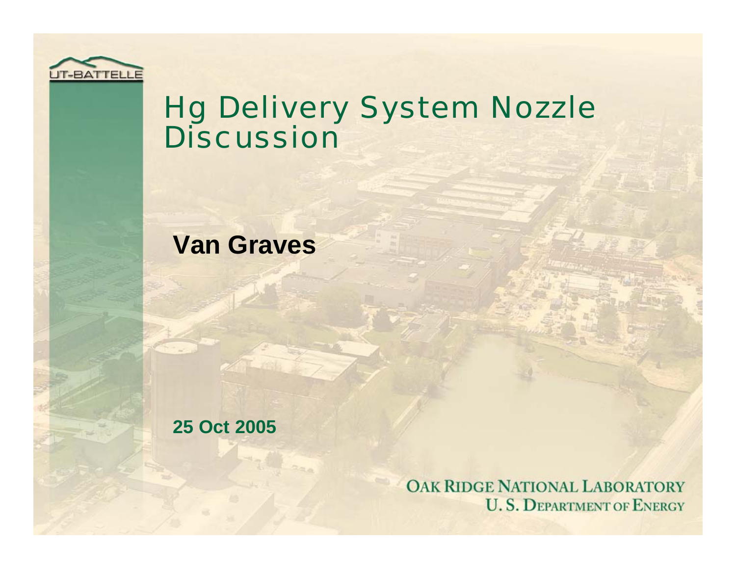# Hg Delivery System Nozzle Discussion

**Van Graves**

**25 Oct 2005**

OAK RIDGE NATIONAL LABORATORY
U. S. DEPARTMENT OF ENERGY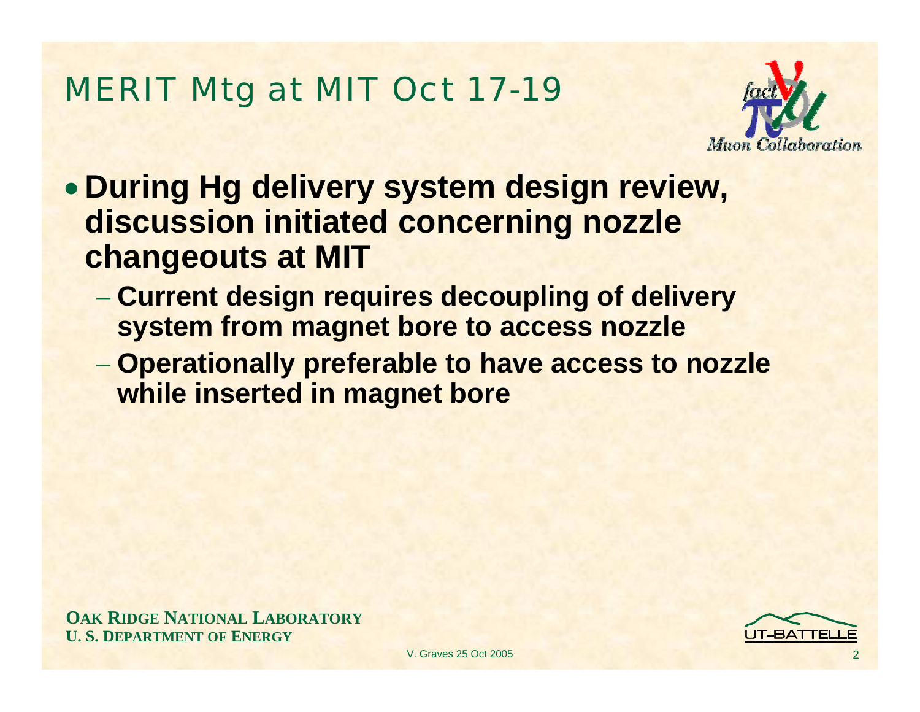# MERIT Mtg at MIT Oct 17-19

- **During Hg delivery system design review, discussion initiated concerning nozzle changeouts at MIT**
  - **Current design requires decoupling of delivery system from magnet bore to access nozzle**
  - **Operationally preferable to have access to nozzle while inserted in magnet bore**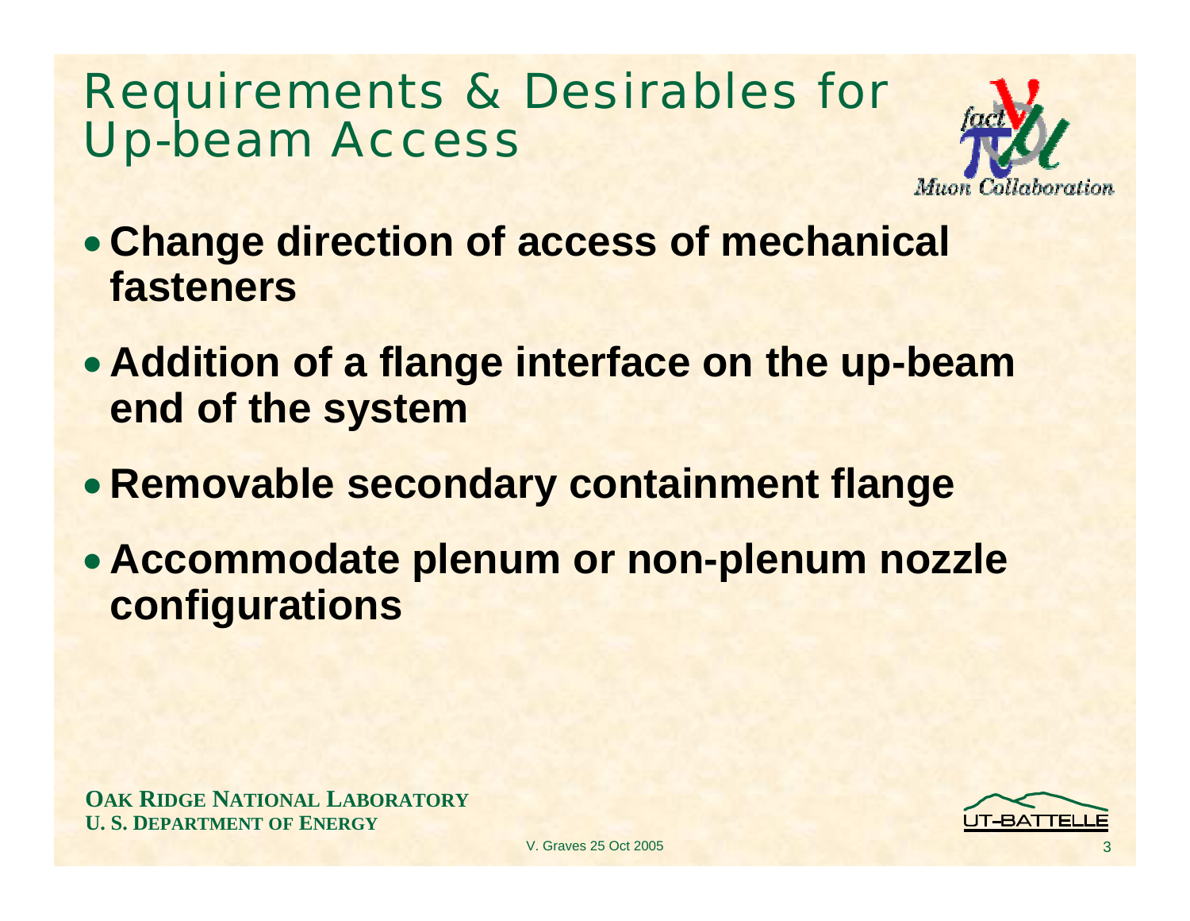# Requirements & Desirables for Up-beam Access

- **Change direction of access of mechanical fasteners**
- **Addition of a flange interface on the up-beam end of the system**
- **Removable secondary containment flange**
- **Accommodate plenum or non-plenum nozzle configurations**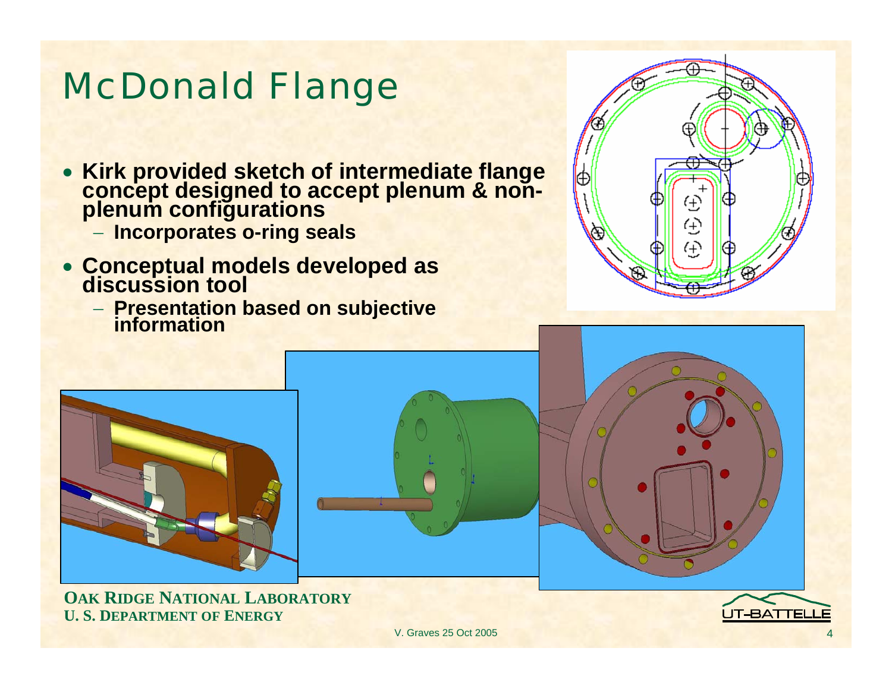# McDonald Flange

- **Kirk provided sketch of intermediate flange concept designed to accept plenum & non-plenum configurations**
  - **Incorporates o-ring seals**
- **Conceptual models developed as discussion tool**
  - **Presentation based on subjective information**

**OAK RIDGE NATIONAL LABORATORY**
**U. S. DEPARTMENT OF ENERGY**

V. Graves 25 Oct 2005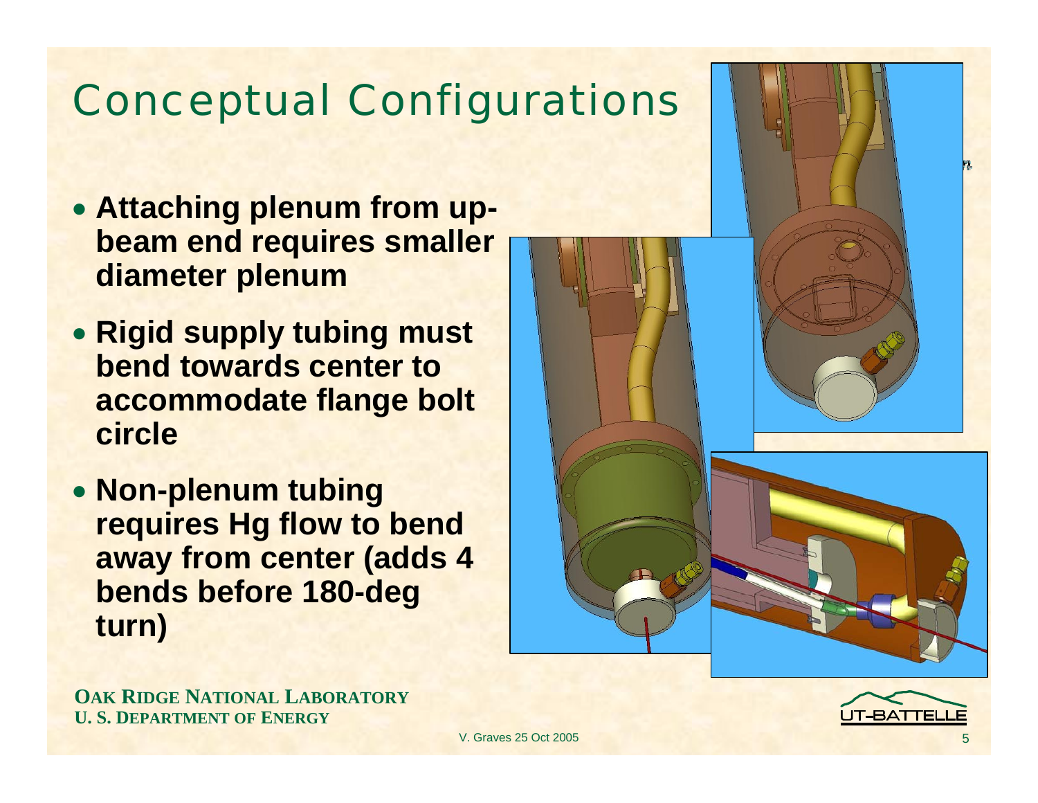# Conceptual Configurations

- **Attaching plenum from up-beam end requires smaller diameter plenum**
- **Rigid supply tubing must bend towards center to accommodate flange bolt circle**
- **Non-plenum tubing requires Hg flow to bend away from center (adds 4 bends before 180-deg turn)**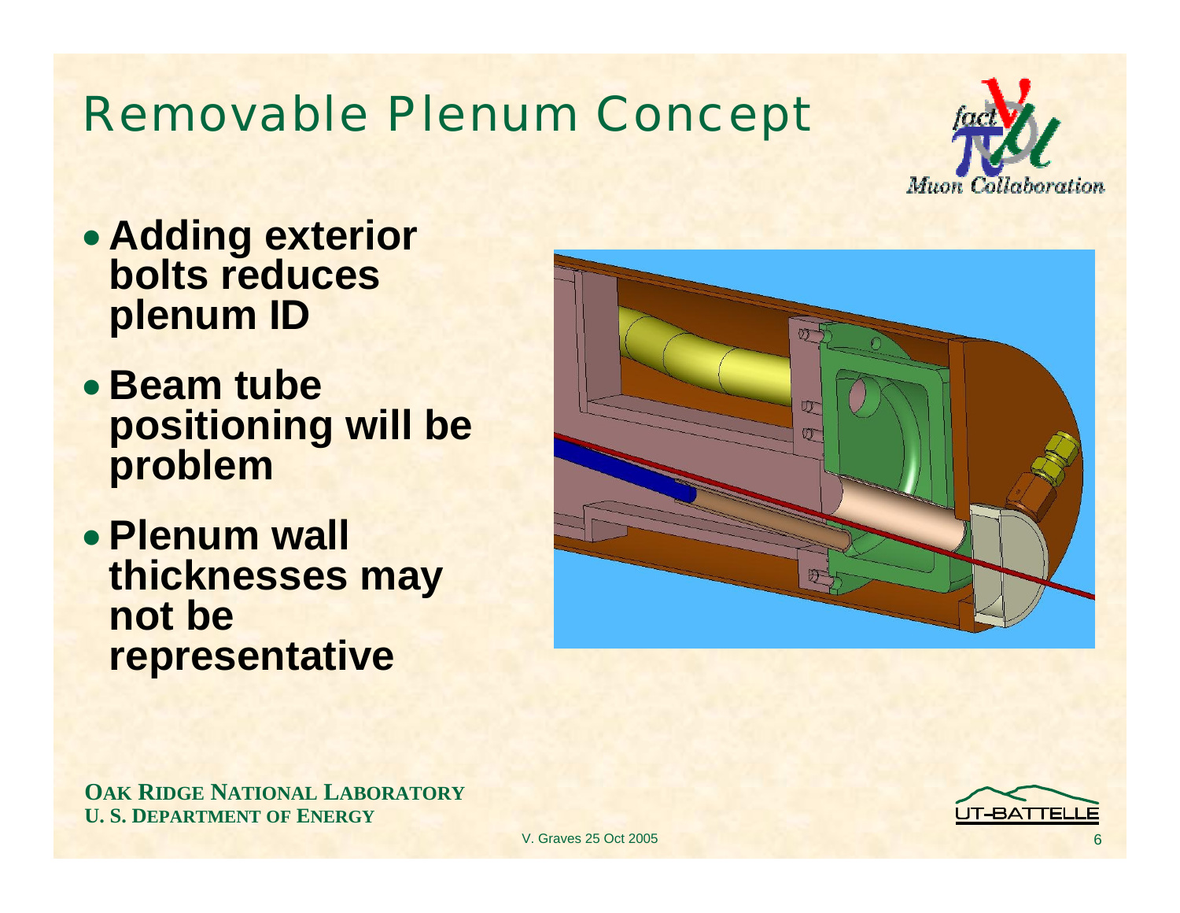# Removable Plenum Concept

- **Adding exterior bolts reduces plenum ID**
- **Beam tube positioning will be problem**
- **Plenum wall thicknesses may not be representative**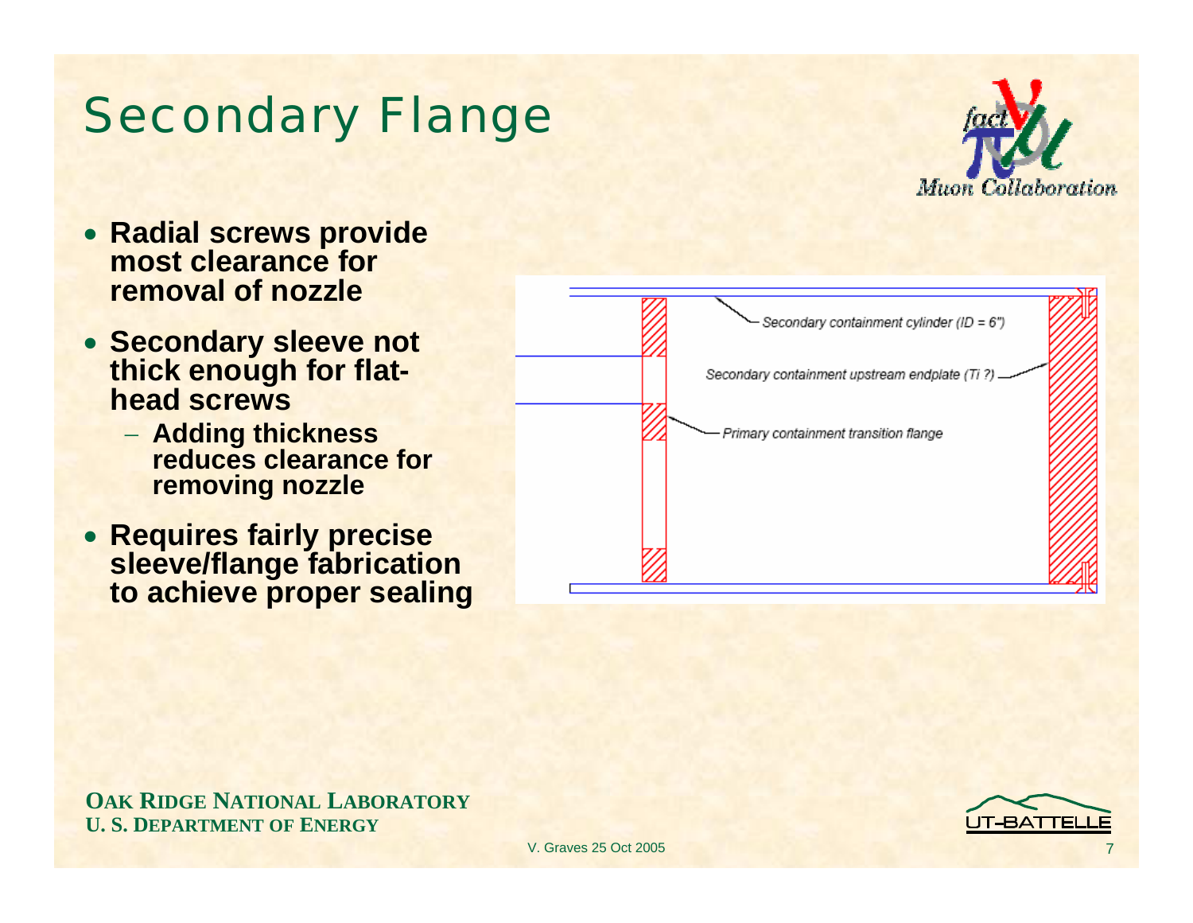# Secondary Flange

- **Radial screws provide most clearance for removal of nozzle**
- **Secondary sleeve not thick enough for flat-head screws**
  - **Adding thickness reduces clearance for removing nozzle**
- **Requires fairly precise sleeve/flange fabrication to achieve proper sealing**

*Secondary containment cylinder (ID = 6")*

*Secondary containment upstream endplate (Ti ?)*

*Primary containment transition flange*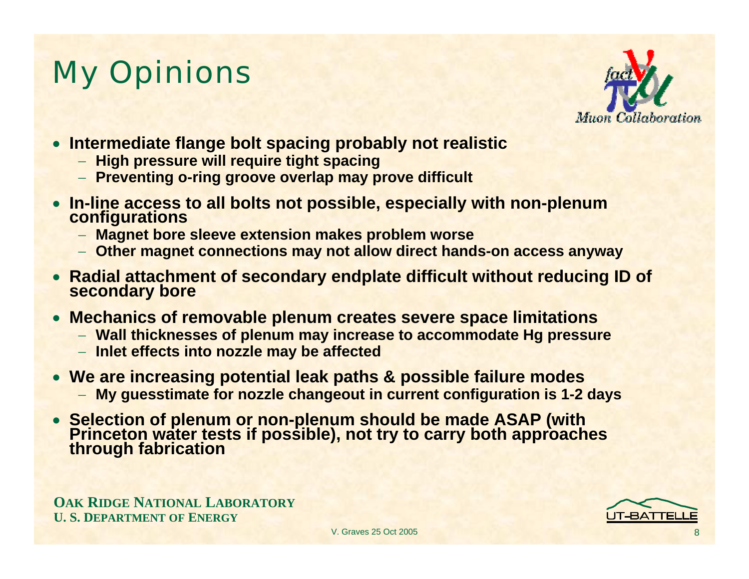# My Opinions

- Intermediate flange bolt spacing probably not realistic
  - High pressure will require tight spacing
  - Preventing o-ring groove overlap may prove difficult
- In-line access to all bolts not possible, especially with non-plenum configurations
  - Magnet bore sleeve extension makes problem worse
  - Other magnet connections may not allow direct hands-on access anyway
- Radial attachment of secondary endplate difficult without reducing ID of secondary bore
- Mechanics of removable plenum creates severe space limitations
  - Wall thicknesses of plenum may increase to accommodate Hg pressure
  - Inlet effects into nozzle may be affected
- We are increasing potential leak paths & possible failure modes
  - My guesstimate for nozzle changeout in current configuration is 1-2 days
- Selection of plenum or non-plenum should be made ASAP (with Princeton water tests if possible), not try to carry both approaches through fabrication